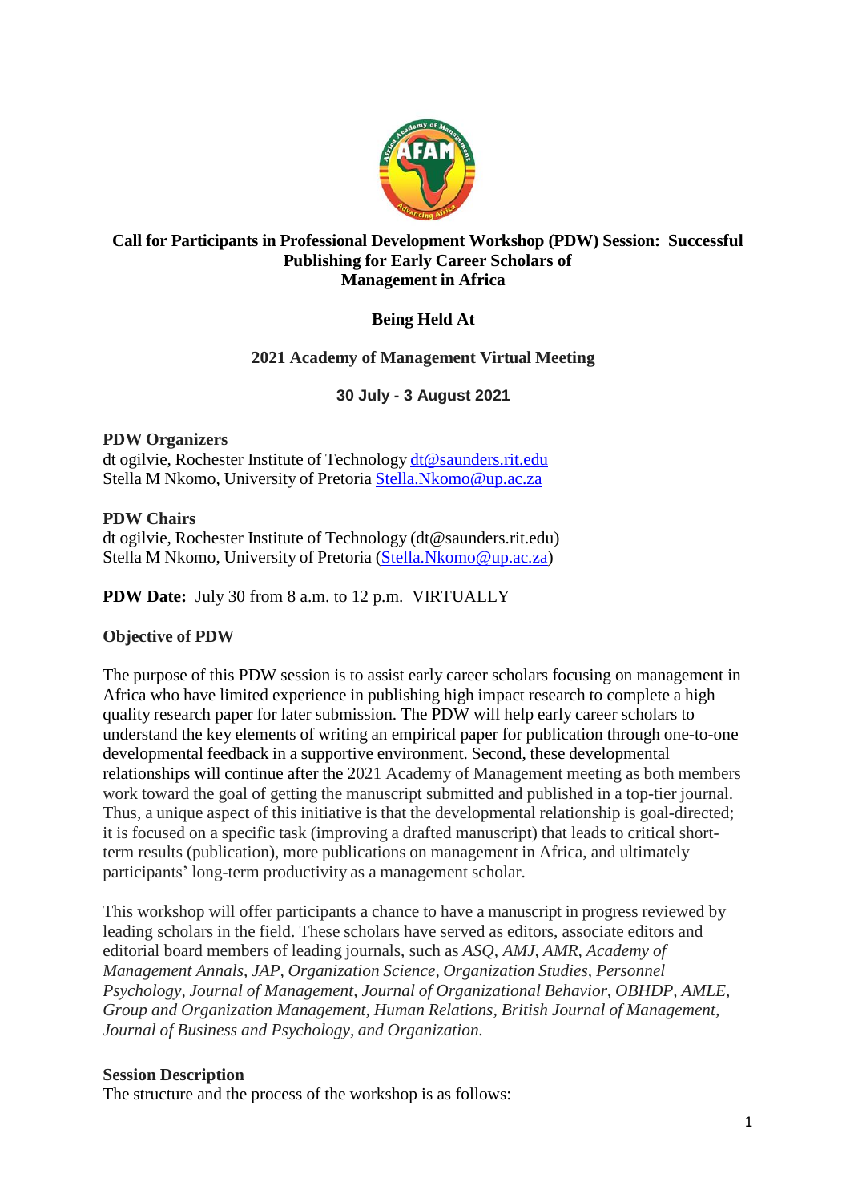# Call for Participants in Professional Development Workshop (PDW) Session: Successful Publishing for Early Career Scholars of Management in Africa

**Being Held At**

**2021 Academy of Management Virtual Meeting**

**30 July - 3 August 2021**

**PDW Organizers**
dt ogilvie, Rochester Institute of Technology dt@saunders.rit.edu
Stella M Nkomo, University of Pretoria Stella.Nkomo@up.ac.za

**PDW Chairs**
dt ogilvie, Rochester Institute of Technology (dt@saunders.rit.edu)
Stella M Nkomo, University of Pretoria (Stella.Nkomo@up.ac.za)

**PDW Date:** July 30 from 8 a.m. to 12 p.m. VIRTUALLY

**Objective of PDW**

The purpose of this PDW session is to assist early career scholars focusing on management in Africa who have limited experience in publishing high impact research to complete a high quality research paper for later submission. The PDW will help early career scholars to understand the key elements of writing an empirical paper for publication through one-to-one developmental feedback in a supportive environment. Second, these developmental relationships will continue after the 2021 Academy of Management meeting as both members work toward the goal of getting the manuscript submitted and published in a top-tier journal. Thus, a unique aspect of this initiative is that the developmental relationship is goal-directed; it is focused on a specific task (improving a drafted manuscript) that leads to critical short-term results (publication), more publications on management in Africa, and ultimately participants' long-term productivity as a management scholar.

This workshop will offer participants a chance to have a manuscript in progress reviewed by leading scholars in the field. These scholars have served as editors, associate editors and editorial board members of leading journals, such as *ASQ, AMJ, AMR, Academy of Management Annals, JAP, Organization Science, Organization Studies, Personnel Psychology, Journal of Management, Journal of Organizational Behavior, OBHDP, AMLE, Group and Organization Management, Human Relations, British Journal of Management, Journal of Business and Psychology, and Organization.*

**Session Description**
The structure and the process of the workshop is as follows: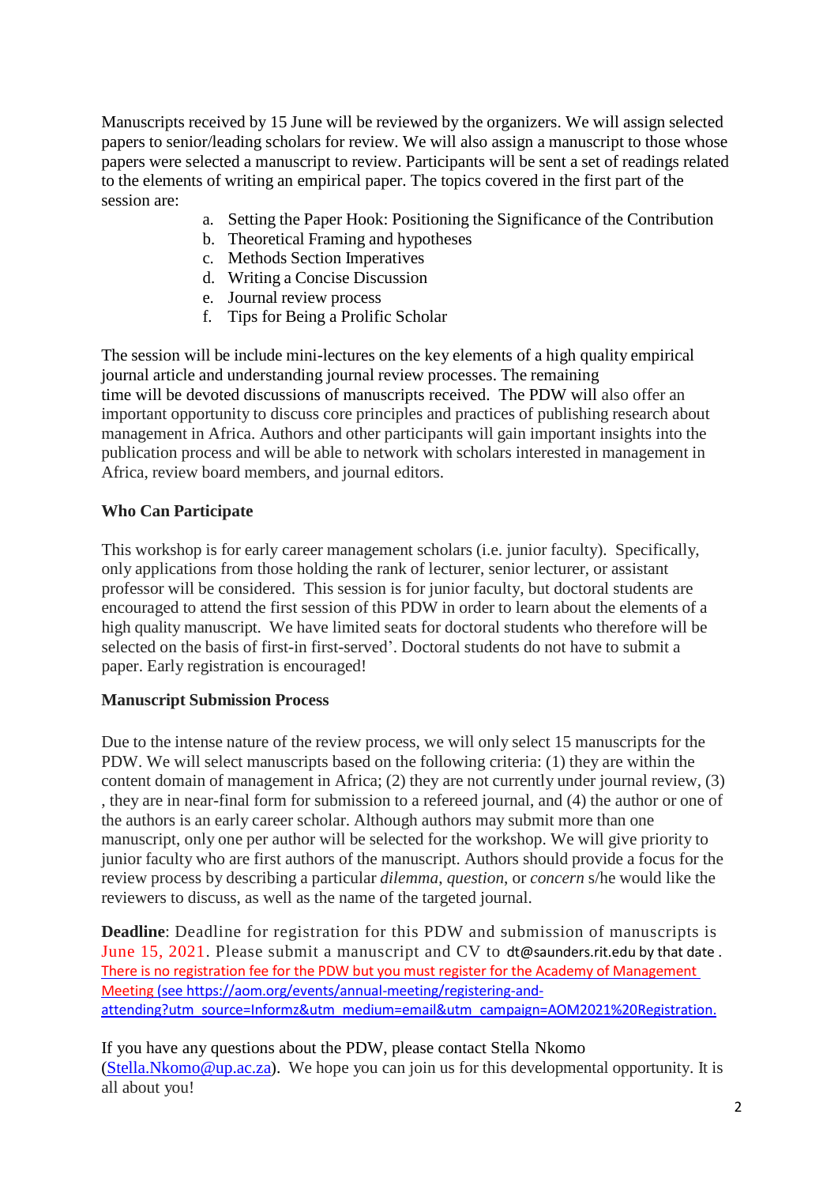Manuscripts received by 15 June will be reviewed by the organizers. We will assign selected papers to senior/leading scholars for review. We will also assign a manuscript to those whose papers were selected a manuscript to review. Participants will be sent a set of readings related to the elements of writing an empirical paper. The topics covered in the first part of the session are:

a. Setting the Paper Hook: Positioning the Significance of the Contribution
b. Theoretical Framing and hypotheses
c. Methods Section Imperatives
d. Writing a Concise Discussion
e. Journal review process
f. Tips for Being a Prolific Scholar

The session will be include mini-lectures on the key elements of a high quality empirical journal article and understanding journal review processes. The remaining time will be devoted discussions of manuscripts received. The PDW will also offer an important opportunity to discuss core principles and practices of publishing research about management in Africa. Authors and other participants will gain important insights into the publication process and will be able to network with scholars interested in management in Africa, review board members, and journal editors.

**Who Can Participate**

This workshop is for early career management scholars (i.e. junior faculty). Specifically, only applications from those holding the rank of lecturer, senior lecturer, or assistant professor will be considered. This session is for junior faculty, but doctoral students are encouraged to attend the first session of this PDW in order to learn about the elements of a high quality manuscript. We have limited seats for doctoral students who therefore will be selected on the basis of first-in first-served'. Doctoral students do not have to submit a paper. Early registration is encouraged!

**Manuscript Submission Process**

Due to the intense nature of the review process, we will only select 15 manuscripts for the PDW. We will select manuscripts based on the following criteria: (1) they are within the content domain of management in Africa; (2) they are not currently under journal review, (3) , they are in near-final form for submission to a refereed journal, and (4) the author or one of the authors is an early career scholar. Although authors may submit more than one manuscript, only one per author will be selected for the workshop. We will give priority to junior faculty who are first authors of the manuscript. Authors should provide a focus for the review process by describing a particular *dilemma*, *question*, or *concern* s/he would like the reviewers to discuss, as well as the name of the targeted journal.

**Deadline**: Deadline for registration for this PDW and submission of manuscripts is June 15, 2021. Please submit a manuscript and CV to dt@saunders.rit.edu by that date . There is no registration fee for the PDW but you must register for the Academy of Management Meeting (see https://aom.org/events/annual-meeting/registering-and-attending?utm_source=Informz&utm_medium=email&utm_campaign=AOM2021%20Registration.

If you have any questions about the PDW, please contact Stella Nkomo (Stella.Nkomo@up.ac.za). We hope you can join us for this developmental opportunity. It is all about you!